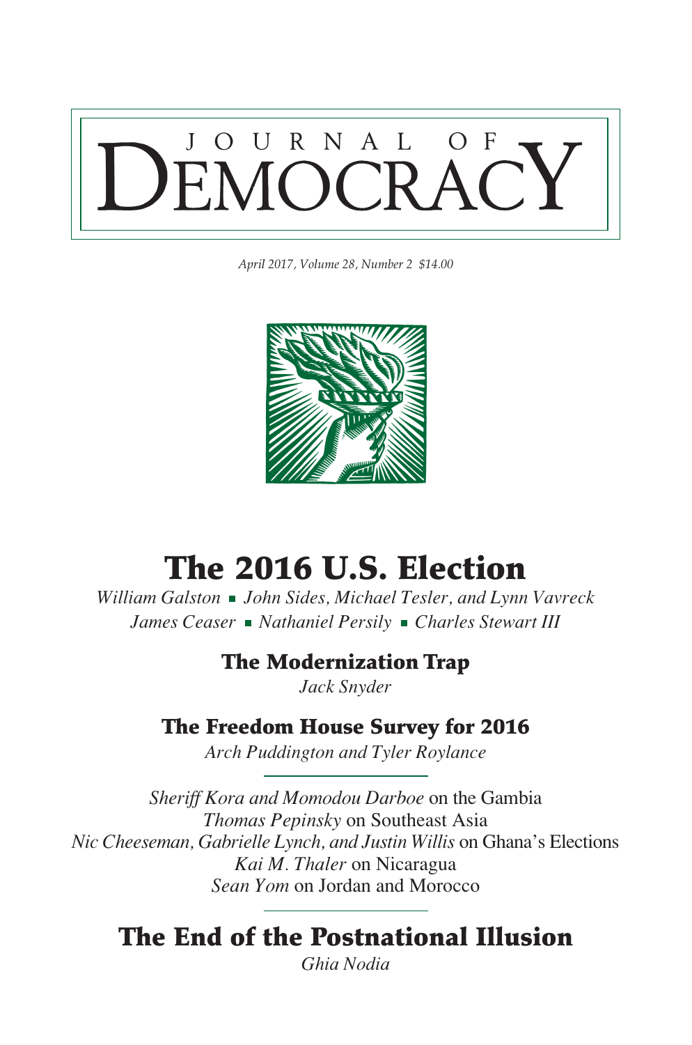# JOURNAL OF DEMOCRACY

*April 2017, Volume 28, Number 2 $14.00*

## The 2016 U.S. Election

*William Galston* ▪ *John Sides, Michael Tesler, and Lynn Vavreck*
*James Ceaser* ▪ *Nathaniel Persily* ▪ *Charles Stewart III*

### The Modernization Trap

*Jack Snyder*

### The Freedom House Survey for 2016

*Arch Puddington and Tyler Roylance*

*Sheriff Kora and Momodou Darboe* on the Gambia
*Thomas Pepinsky* on Southeast Asia
*Nic Cheeseman, Gabrielle Lynch, and Justin Willis* on Ghana's Elections
*Kai M. Thaler* on Nicaragua
*Sean Yom* on Jordan and Morocco

## The End of the Postnational Illusion

*Ghia Nodia*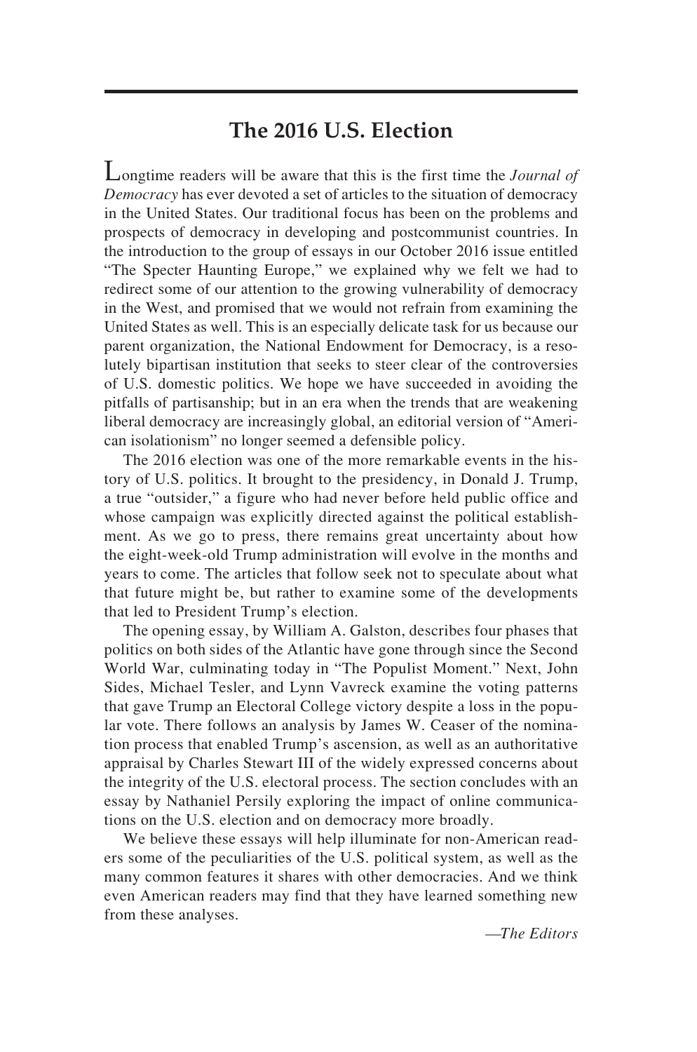## The 2016 U.S. Election

Longtime readers will be aware that this is the first time the *Journal of Democracy* has ever devoted a set of articles to the situation of democracy in the United States. Our traditional focus has been on the problems and prospects of democracy in developing and postcommunist countries. In the introduction to the group of essays in our October 2016 issue entitled "The Specter Haunting Europe," we explained why we felt we had to redirect some of our attention to the growing vulnerability of democracy in the West, and promised that we would not refrain from examining the United States as well. This is an especially delicate task for us because our parent organization, the National Endowment for Democracy, is a resolutely bipartisan institution that seeks to steer clear of the controversies of U.S. domestic politics. We hope we have succeeded in avoiding the pitfalls of partisanship; but in an era when the trends that are weakening liberal democracy are increasingly global, an editorial version of "American isolationism" no longer seemed a defensible policy.

The 2016 election was one of the more remarkable events in the history of U.S. politics. It brought to the presidency, in Donald J. Trump, a true "outsider," a figure who had never before held public office and whose campaign was explicitly directed against the political establishment. As we go to press, there remains great uncertainty about how the eight-week-old Trump administration will evolve in the months and years to come. The articles that follow seek not to speculate about what that future might be, but rather to examine some of the developments that led to President Trump's election.

The opening essay, by William A. Galston, describes four phases that politics on both sides of the Atlantic have gone through since the Second World War, culminating today in "The Populist Moment." Next, John Sides, Michael Tesler, and Lynn Vavreck examine the voting patterns that gave Trump an Electoral College victory despite a loss in the popular vote. There follows an analysis by James W. Ceaser of the nomination process that enabled Trump's ascension, as well as an authoritative appraisal by Charles Stewart III of the widely expressed concerns about the integrity of the U.S. electoral process. The section concludes with an essay by Nathaniel Persily exploring the impact of online communications on the U.S. election and on democracy more broadly.

We believe these essays will help illuminate for non-American readers some of the peculiarities of the U.S. political system, as well as the many common features it shares with other democracies. And we think even American readers may find that they have learned something new from these analyses.

—*The Editors*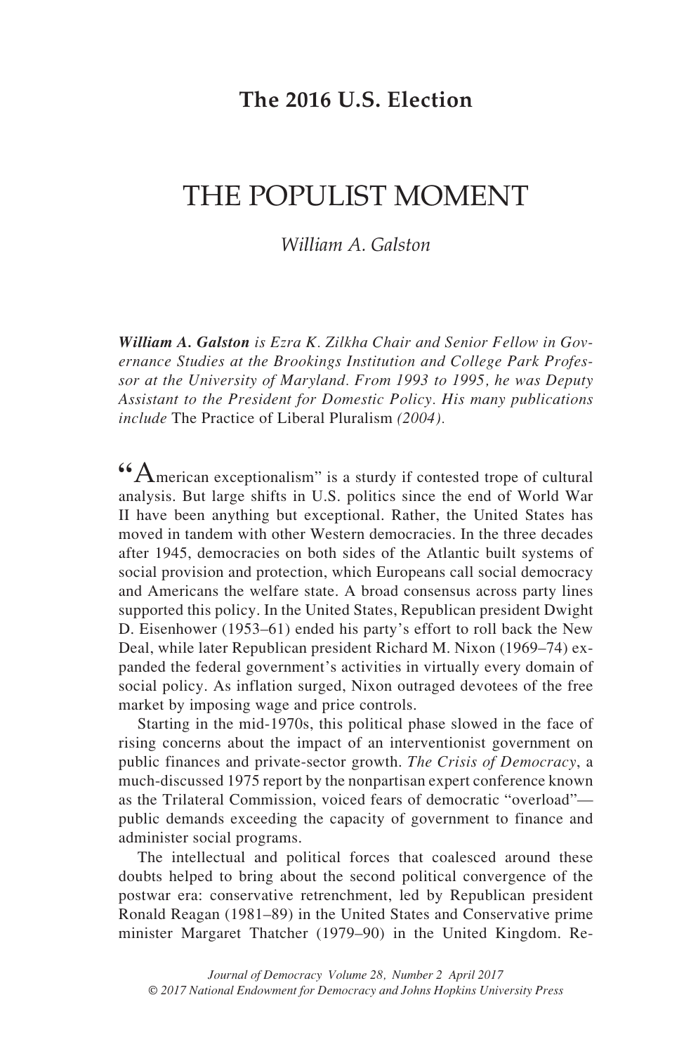**The 2016 U.S. Election**

# THE POPULIST MOMENT

*William A. Galston*

***William A. Galston*** *is Ezra K. Zilkha Chair and Senior Fellow in Governance Studies at the Brookings Institution and College Park Professor at the University of Maryland. From 1993 to 1995, he was Deputy Assistant to the President for Domestic Policy. His many publications include* The Practice of Liberal Pluralism *(2004).*

"American exceptionalism" is a sturdy if contested trope of cultural analysis. But large shifts in U.S. politics since the end of World War II have been anything but exceptional. Rather, the United States has moved in tandem with other Western democracies. In the three decades after 1945, democracies on both sides of the Atlantic built systems of social provision and protection, which Europeans call social democracy and Americans the welfare state. A broad consensus across party lines supported this policy. In the United States, Republican president Dwight D. Eisenhower (1953–61) ended his party's effort to roll back the New Deal, while later Republican president Richard M. Nixon (1969–74) expanded the federal government's activities in virtually every domain of social policy. As inflation surged, Nixon outraged devotees of the free market by imposing wage and price controls.

Starting in the mid-1970s, this political phase slowed in the face of rising concerns about the impact of an interventionist government on public finances and private-sector growth. *The Crisis of Democracy*, a much-discussed 1975 report by the nonpartisan expert conference known as the Trilateral Commission, voiced fears of democratic "overload"—public demands exceeding the capacity of government to finance and administer social programs.

The intellectual and political forces that coalesced around these doubts helped to bring about the second political convergence of the postwar era: conservative retrenchment, led by Republican president Ronald Reagan (1981–89) in the United States and Conservative prime minister Margaret Thatcher (1979–90) in the United Kingdom. Re-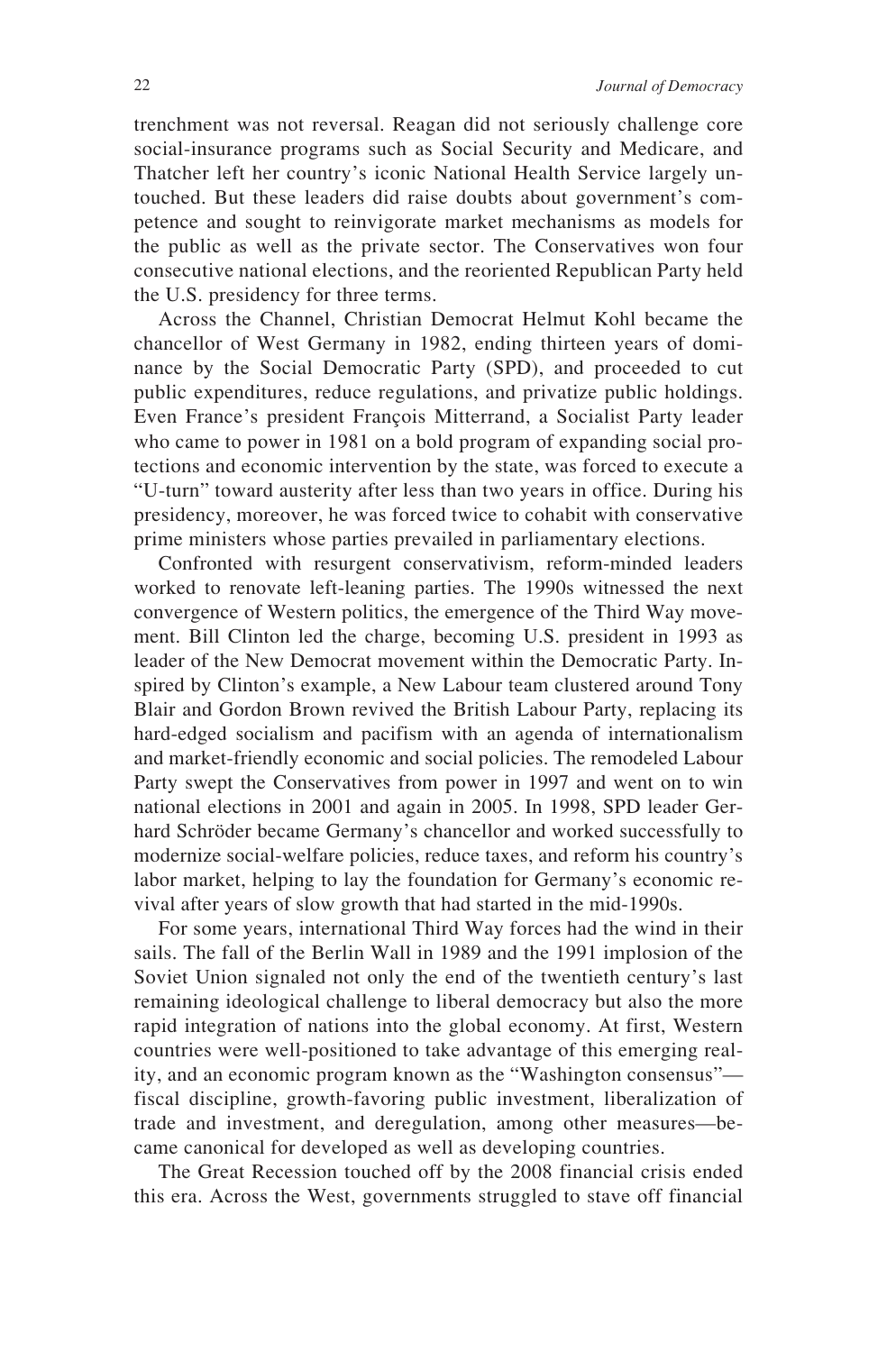trenchment was not reversal. Reagan did not seriously challenge core social-insurance programs such as Social Security and Medicare, and Thatcher left her country's iconic National Health Service largely untouched. But these leaders did raise doubts about government's competence and sought to reinvigorate market mechanisms as models for the public as well as the private sector. The Conservatives won four consecutive national elections, and the reoriented Republican Party held the U.S. presidency for three terms.

Across the Channel, Christian Democrat Helmut Kohl became the chancellor of West Germany in 1982, ending thirteen years of dominance by the Social Democratic Party (SPD), and proceeded to cut public expenditures, reduce regulations, and privatize public holdings. Even France's president François Mitterrand, a Socialist Party leader who came to power in 1981 on a bold program of expanding social protections and economic intervention by the state, was forced to execute a "U-turn" toward austerity after less than two years in office. During his presidency, moreover, he was forced twice to cohabit with conservative prime ministers whose parties prevailed in parliamentary elections.

Confronted with resurgent conservativism, reform-minded leaders worked to renovate left-leaning parties. The 1990s witnessed the next convergence of Western politics, the emergence of the Third Way movement. Bill Clinton led the charge, becoming U.S. president in 1993 as leader of the New Democrat movement within the Democratic Party. Inspired by Clinton's example, a New Labour team clustered around Tony Blair and Gordon Brown revived the British Labour Party, replacing its hard-edged socialism and pacifism with an agenda of internationalism and market-friendly economic and social policies. The remodeled Labour Party swept the Conservatives from power in 1997 and went on to win national elections in 2001 and again in 2005. In 1998, SPD leader Gerhard Schröder became Germany's chancellor and worked successfully to modernize social-welfare policies, reduce taxes, and reform his country's labor market, helping to lay the foundation for Germany's economic revival after years of slow growth that had started in the mid-1990s.

For some years, international Third Way forces had the wind in their sails. The fall of the Berlin Wall in 1989 and the 1991 implosion of the Soviet Union signaled not only the end of the twentieth century's last remaining ideological challenge to liberal democracy but also the more rapid integration of nations into the global economy. At first, Western countries were well-positioned to take advantage of this emerging reality, and an economic program known as the "Washington consensus"—fiscal discipline, growth-favoring public investment, liberalization of trade and investment, and deregulation, among other measures—became canonical for developed as well as developing countries.

The Great Recession touched off by the 2008 financial crisis ended this era. Across the West, governments struggled to stave off financial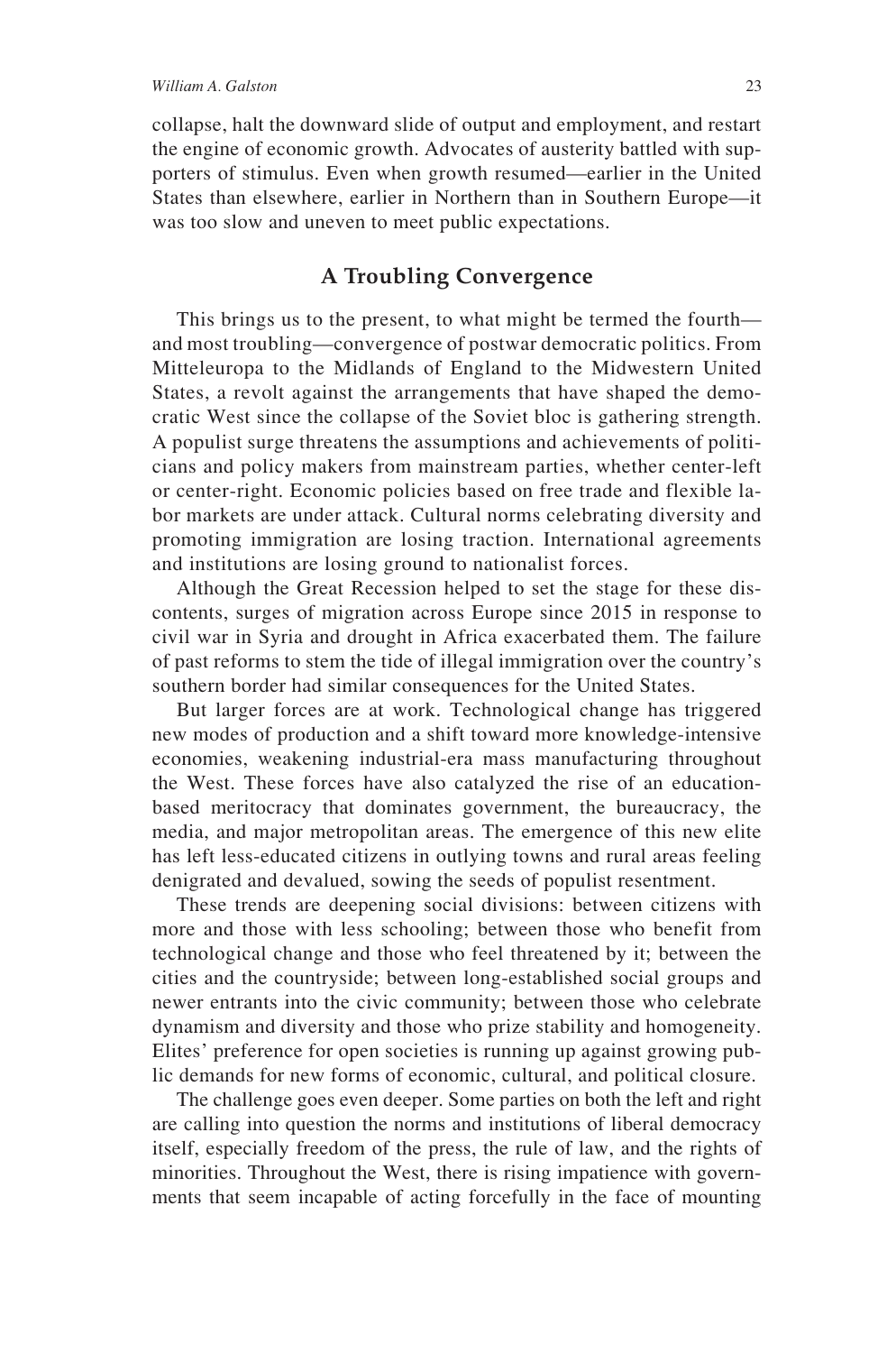collapse, halt the downward slide of output and employment, and restart the engine of economic growth. Advocates of austerity battled with supporters of stimulus. Even when growth resumed—earlier in the United States than elsewhere, earlier in Northern than in Southern Europe—it was too slow and uneven to meet public expectations.

## A Troubling Convergence

This brings us to the present, to what might be termed the fourth—and most troubling—convergence of postwar democratic politics. From Mitteleuropa to the Midlands of England to the Midwestern United States, a revolt against the arrangements that have shaped the democratic West since the collapse of the Soviet bloc is gathering strength. A populist surge threatens the assumptions and achievements of politicians and policy makers from mainstream parties, whether center-left or center-right. Economic policies based on free trade and flexible labor markets are under attack. Cultural norms celebrating diversity and promoting immigration are losing traction. International agreements and institutions are losing ground to nationalist forces.

Although the Great Recession helped to set the stage for these discontents, surges of migration across Europe since 2015 in response to civil war in Syria and drought in Africa exacerbated them. The failure of past reforms to stem the tide of illegal immigration over the country's southern border had similar consequences for the United States.

But larger forces are at work. Technological change has triggered new modes of production and a shift toward more knowledge-intensive economies, weakening industrial-era mass manufacturing throughout the West. These forces have also catalyzed the rise of an education-based meritocracy that dominates government, the bureaucracy, the media, and major metropolitan areas. The emergence of this new elite has left less-educated citizens in outlying towns and rural areas feeling denigrated and devalued, sowing the seeds of populist resentment.

These trends are deepening social divisions: between citizens with more and those with less schooling; between those who benefit from technological change and those who feel threatened by it; between the cities and the countryside; between long-established social groups and newer entrants into the civic community; between those who celebrate dynamism and diversity and those who prize stability and homogeneity. Elites' preference for open societies is running up against growing public demands for new forms of economic, cultural, and political closure.

The challenge goes even deeper. Some parties on both the left and right are calling into question the norms and institutions of liberal democracy itself, especially freedom of the press, the rule of law, and the rights of minorities. Throughout the West, there is rising impatience with governments that seem incapable of acting forcefully in the face of mounting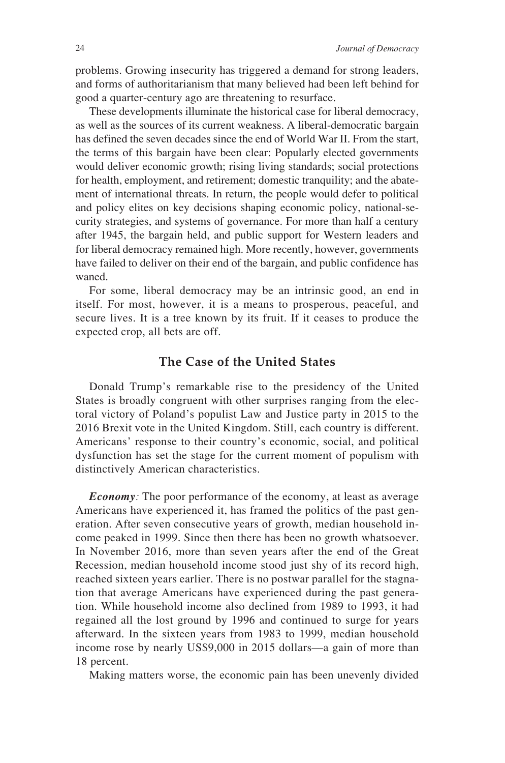problems. Growing insecurity has triggered a demand for strong leaders, and forms of authoritarianism that many believed had been left behind for good a quarter-century ago are threatening to resurface.

These developments illuminate the historical case for liberal democracy, as well as the sources of its current weakness. A liberal-democratic bargain has defined the seven decades since the end of World War II. From the start, the terms of this bargain have been clear: Popularly elected governments would deliver economic growth; rising living standards; social protections for health, employment, and retirement; domestic tranquility; and the abatement of international threats. In return, the people would defer to political and policy elites on key decisions shaping economic policy, national-security strategies, and systems of governance. For more than half a century after 1945, the bargain held, and public support for Western leaders and for liberal democracy remained high. More recently, however, governments have failed to deliver on their end of the bargain, and public confidence has waned.

For some, liberal democracy may be an intrinsic good, an end in itself. For most, however, it is a means to prosperous, peaceful, and secure lives. It is a tree known by its fruit. If it ceases to produce the expected crop, all bets are off.

## The Case of the United States

Donald Trump's remarkable rise to the presidency of the United States is broadly congruent with other surprises ranging from the electoral victory of Poland's populist Law and Justice party in 2015 to the 2016 Brexit vote in the United Kingdom. Still, each country is different. Americans' response to their country's economic, social, and political dysfunction has set the stage for the current moment of populism with distinctively American characteristics.

***Economy:*** The poor performance of the economy, at least as average Americans have experienced it, has framed the politics of the past generation. After seven consecutive years of growth, median household income peaked in 1999. Since then there has been no growth whatsoever. In November 2016, more than seven years after the end of the Great Recession, median household income stood just shy of its record high, reached sixteen years earlier. There is no postwar parallel for the stagnation that average Americans have experienced during the past generation. While household income also declined from 1989 to 1993, it had regained all the lost ground by 1996 and continued to surge for years afterward. In the sixteen years from 1983 to 1999, median household income rose by nearly US$9,000 in 2015 dollars—a gain of more than 18 percent.

Making matters worse, the economic pain has been unevenly divided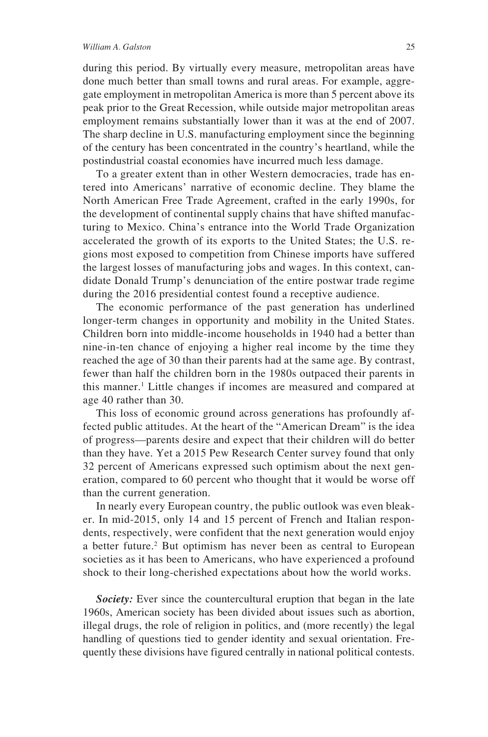during this period. By virtually every measure, metropolitan areas have done much better than small towns and rural areas. For example, aggregate employment in metropolitan America is more than 5 percent above its peak prior to the Great Recession, while outside major metropolitan areas employment remains substantially lower than it was at the end of 2007. The sharp decline in U.S. manufacturing employment since the beginning of the century has been concentrated in the country's heartland, while the postindustrial coastal economies have incurred much less damage.

To a greater extent than in other Western democracies, trade has entered into Americans' narrative of economic decline. They blame the North American Free Trade Agreement, crafted in the early 1990s, for the development of continental supply chains that have shifted manufacturing to Mexico. China's entrance into the World Trade Organization accelerated the growth of its exports to the United States; the U.S. regions most exposed to competition from Chinese imports have suffered the largest losses of manufacturing jobs and wages. In this context, candidate Donald Trump's denunciation of the entire postwar trade regime during the 2016 presidential contest found a receptive audience.

The economic performance of the past generation has underlined longer-term changes in opportunity and mobility in the United States. Children born into middle-income households in 1940 had a better than nine-in-ten chance of enjoying a higher real income by the time they reached the age of 30 than their parents had at the same age. By contrast, fewer than half the children born in the 1980s outpaced their parents in this manner.[1] Little changes if incomes are measured and compared at age 40 rather than 30.

This loss of economic ground across generations has profoundly affected public attitudes. At the heart of the "American Dream" is the idea of progress—parents desire and expect that their children will do better than they have. Yet a 2015 Pew Research Center survey found that only 32 percent of Americans expressed such optimism about the next generation, compared to 60 percent who thought that it would be worse off than the current generation.

In nearly every European country, the public outlook was even bleaker. In mid-2015, only 14 and 15 percent of French and Italian respondents, respectively, were confident that the next generation would enjoy a better future.[2] But optimism has never been as central to European societies as it has been to Americans, who have experienced a profound shock to their long-cherished expectations about how the world works.

***Society:*** Ever since the countercultural eruption that began in the late 1960s, American society has been divided about issues such as abortion, illegal drugs, the role of religion in politics, and (more recently) the legal handling of questions tied to gender identity and sexual orientation. Frequently these divisions have figured centrally in national political contests.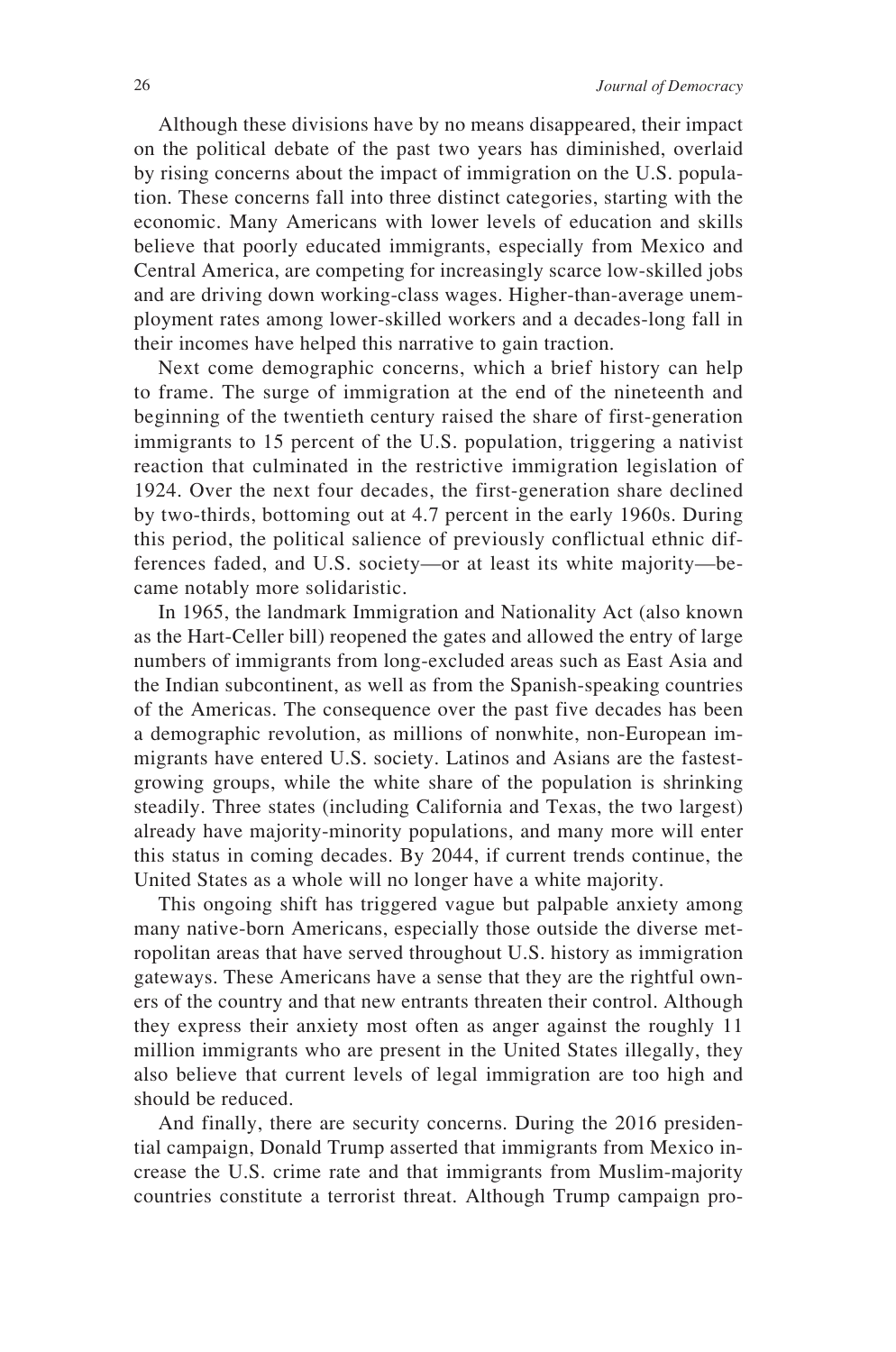Although these divisions have by no means disappeared, their impact on the political debate of the past two years has diminished, overlaid by rising concerns about the impact of immigration on the U.S. population. These concerns fall into three distinct categories, starting with the economic. Many Americans with lower levels of education and skills believe that poorly educated immigrants, especially from Mexico and Central America, are competing for increasingly scarce low-skilled jobs and are driving down working-class wages. Higher-than-average unemployment rates among lower-skilled workers and a decades-long fall in their incomes have helped this narrative to gain traction.

Next come demographic concerns, which a brief history can help to frame. The surge of immigration at the end of the nineteenth and beginning of the twentieth century raised the share of first-generation immigrants to 15 percent of the U.S. population, triggering a nativist reaction that culminated in the restrictive immigration legislation of 1924. Over the next four decades, the first-generation share declined by two-thirds, bottoming out at 4.7 percent in the early 1960s. During this period, the political salience of previously conflictual ethnic differences faded, and U.S. society—or at least its white majority—became notably more solidaristic.

In 1965, the landmark Immigration and Nationality Act (also known as the Hart-Celler bill) reopened the gates and allowed the entry of large numbers of immigrants from long-excluded areas such as East Asia and the Indian subcontinent, as well as from the Spanish-speaking countries of the Americas. The consequence over the past five decades has been a demographic revolution, as millions of nonwhite, non-European immigrants have entered U.S. society. Latinos and Asians are the fastest-growing groups, while the white share of the population is shrinking steadily. Three states (including California and Texas, the two largest) already have majority-minority populations, and many more will enter this status in coming decades. By 2044, if current trends continue, the United States as a whole will no longer have a white majority.

This ongoing shift has triggered vague but palpable anxiety among many native-born Americans, especially those outside the diverse metropolitan areas that have served throughout U.S. history as immigration gateways. These Americans have a sense that they are the rightful owners of the country and that new entrants threaten their control. Although they express their anxiety most often as anger against the roughly 11 million immigrants who are present in the United States illegally, they also believe that current levels of legal immigration are too high and should be reduced.

And finally, there are security concerns. During the 2016 presidential campaign, Donald Trump asserted that immigrants from Mexico increase the U.S. crime rate and that immigrants from Muslim-majority countries constitute a terrorist threat. Although Trump campaign pro-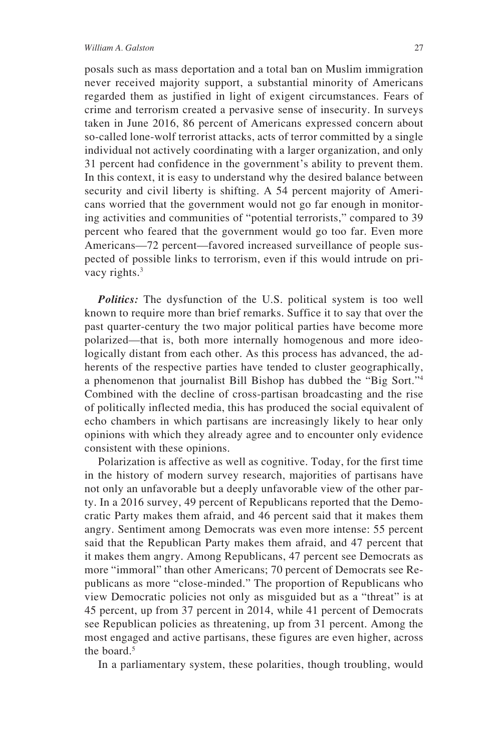posals such as mass deportation and a total ban on Muslim immigration never received majority support, a substantial minority of Americans regarded them as justified in light of exigent circumstances. Fears of crime and terrorism created a pervasive sense of insecurity. In surveys taken in June 2016, 86 percent of Americans expressed concern about so-called lone-wolf terrorist attacks, acts of terror committed by a single individual not actively coordinating with a larger organization, and only 31 percent had confidence in the government's ability to prevent them. In this context, it is easy to understand why the desired balance between security and civil liberty is shifting. A 54 percent majority of Americans worried that the government would not go far enough in monitoring activities and communities of "potential terrorists," compared to 39 percent who feared that the government would go too far. Even more Americans—72 percent—favored increased surveillance of people suspected of possible links to terrorism, even if this would intrude on privacy rights.[3]

***Politics:*** The dysfunction of the U.S. political system is too well known to require more than brief remarks. Suffice it to say that over the past quarter-century the two major political parties have become more polarized—that is, both more internally homogenous and more ideologically distant from each other. As this process has advanced, the adherents of the respective parties have tended to cluster geographically, a phenomenon that journalist Bill Bishop has dubbed the "Big Sort."[4] Combined with the decline of cross-partisan broadcasting and the rise of politically inflected media, this has produced the social equivalent of echo chambers in which partisans are increasingly likely to hear only opinions with which they already agree and to encounter only evidence consistent with these opinions.

Polarization is affective as well as cognitive. Today, for the first time in the history of modern survey research, majorities of partisans have not only an unfavorable but a deeply unfavorable view of the other party. In a 2016 survey, 49 percent of Republicans reported that the Democratic Party makes them afraid, and 46 percent said that it makes them angry. Sentiment among Democrats was even more intense: 55 percent said that the Republican Party makes them afraid, and 47 percent that it makes them angry. Among Republicans, 47 percent see Democrats as more "immoral" than other Americans; 70 percent of Democrats see Republicans as more "close-minded." The proportion of Republicans who view Democratic policies not only as misguided but as a "threat" is at 45 percent, up from 37 percent in 2014, while 41 percent of Democrats see Republican policies as threatening, up from 31 percent. Among the most engaged and active partisans, these figures are even higher, across the board.[5]

In a parliamentary system, these polarities, though troubling, would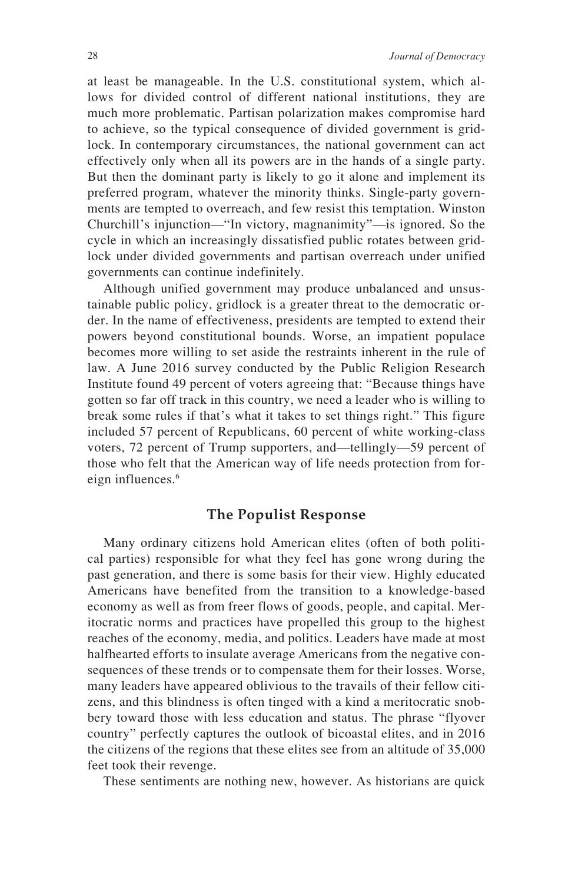at least be manageable. In the U.S. constitutional system, which allows for divided control of different national institutions, they are much more problematic. Partisan polarization makes compromise hard to achieve, so the typical consequence of divided government is gridlock. In contemporary circumstances, the national government can act effectively only when all its powers are in the hands of a single party. But then the dominant party is likely to go it alone and implement its preferred program, whatever the minority thinks. Single-party governments are tempted to overreach, and few resist this temptation. Winston Churchill's injunction—"In victory, magnanimity"—is ignored. So the cycle in which an increasingly dissatisfied public rotates between gridlock under divided governments and partisan overreach under unified governments can continue indefinitely.

Although unified government may produce unbalanced and unsustainable public policy, gridlock is a greater threat to the democratic order. In the name of effectiveness, presidents are tempted to extend their powers beyond constitutional bounds. Worse, an impatient populace becomes more willing to set aside the restraints inherent in the rule of law. A June 2016 survey conducted by the Public Religion Research Institute found 49 percent of voters agreeing that: "Because things have gotten so far off track in this country, we need a leader who is willing to break some rules if that's what it takes to set things right." This figure included 57 percent of Republicans, 60 percent of white working-class voters, 72 percent of Trump supporters, and—tellingly—59 percent of those who felt that the American way of life needs protection from foreign influences.[6]

## The Populist Response

Many ordinary citizens hold American elites (often of both political parties) responsible for what they feel has gone wrong during the past generation, and there is some basis for their view. Highly educated Americans have benefited from the transition to a knowledge-based economy as well as from freer flows of goods, people, and capital. Meritocratic norms and practices have propelled this group to the highest reaches of the economy, media, and politics. Leaders have made at most halfhearted efforts to insulate average Americans from the negative consequences of these trends or to compensate them for their losses. Worse, many leaders have appeared oblivious to the travails of their fellow citizens, and this blindness is often tinged with a kind a meritocratic snobbery toward those with less education and status. The phrase "flyover country" perfectly captures the outlook of bicoastal elites, and in 2016 the citizens of the regions that these elites see from an altitude of 35,000 feet took their revenge.

These sentiments are nothing new, however. As historians are quick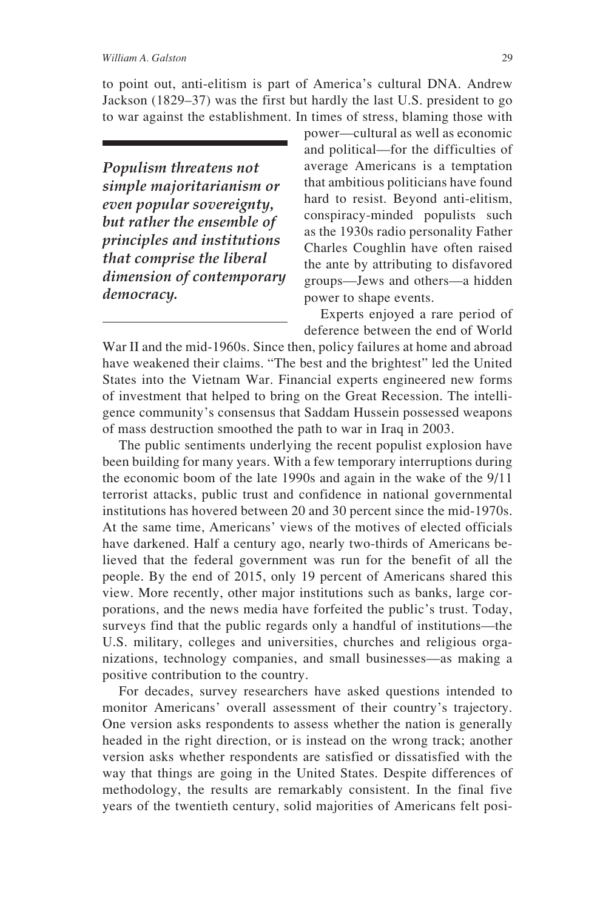to point out, anti-elitism is part of America's cultural DNA. Andrew Jackson (1829–37) was the first but hardly the last U.S. president to go to war against the establishment. In times of stress, blaming those with power—cultural as well as economic and political—for the difficulties of average Americans is a temptation that ambitious politicians have found hard to resist. Beyond anti-elitism, conspiracy-minded populists such as the 1930s radio personality Father Charles Coughlin have often raised the ante by attributing to disfavored groups—Jews and others—a hidden power to shape events.

> ***Populism threatens not simple majoritarianism or even popular sovereignty, but rather the ensemble of principles and institutions that comprise the liberal dimension of contemporary democracy.***

Experts enjoyed a rare period of deference between the end of World War II and the mid-1960s. Since then, policy failures at home and abroad have weakened their claims. "The best and the brightest" led the United States into the Vietnam War. Financial experts engineered new forms of investment that helped to bring on the Great Recession. The intelligence community's consensus that Saddam Hussein possessed weapons of mass destruction smoothed the path to war in Iraq in 2003.

The public sentiments underlying the recent populist explosion have been building for many years. With a few temporary interruptions during the economic boom of the late 1990s and again in the wake of the 9/11 terrorist attacks, public trust and confidence in national governmental institutions has hovered between 20 and 30 percent since the mid-1970s. At the same time, Americans' views of the motives of elected officials have darkened. Half a century ago, nearly two-thirds of Americans believed that the federal government was run for the benefit of all the people. By the end of 2015, only 19 percent of Americans shared this view. More recently, other major institutions such as banks, large corporations, and the news media have forfeited the public's trust. Today, surveys find that the public regards only a handful of institutions—the U.S. military, colleges and universities, churches and religious organizations, technology companies, and small businesses—as making a positive contribution to the country.

For decades, survey researchers have asked questions intended to monitor Americans' overall assessment of their country's trajectory. One version asks respondents to assess whether the nation is generally headed in the right direction, or is instead on the wrong track; another version asks whether respondents are satisfied or dissatisfied with the way that things are going in the United States. Despite differences of methodology, the results are remarkably consistent. In the final five years of the twentieth century, solid majorities of Americans felt posi-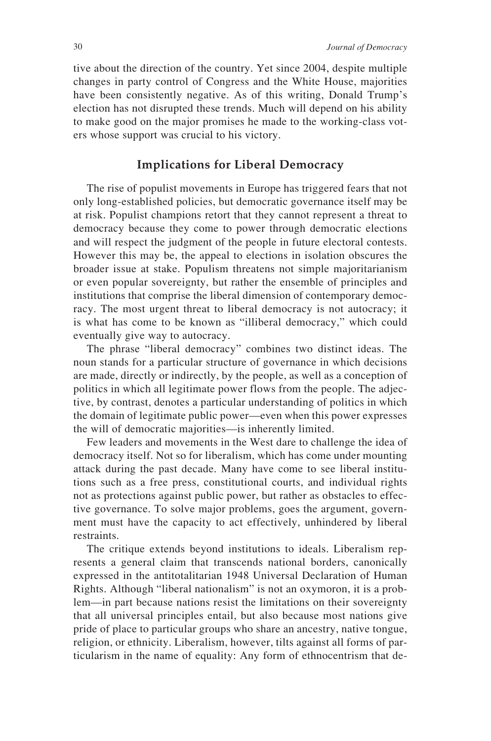tive about the direction of the country. Yet since 2004, despite multiple changes in party control of Congress and the White House, majorities have been consistently negative. As of this writing, Donald Trump's election has not disrupted these trends. Much will depend on his ability to make good on the major promises he made to the working-class voters whose support was crucial to his victory.

## Implications for Liberal Democracy

The rise of populist movements in Europe has triggered fears that not only long-established policies, but democratic governance itself may be at risk. Populist champions retort that they cannot represent a threat to democracy because they come to power through democratic elections and will respect the judgment of the people in future electoral contests. However this may be, the appeal to elections in isolation obscures the broader issue at stake. Populism threatens not simple majoritarianism or even popular sovereignty, but rather the ensemble of principles and institutions that comprise the liberal dimension of contemporary democracy. The most urgent threat to liberal democracy is not autocracy; it is what has come to be known as "illiberal democracy," which could eventually give way to autocracy.

The phrase "liberal democracy" combines two distinct ideas. The noun stands for a particular structure of governance in which decisions are made, directly or indirectly, by the people, as well as a conception of politics in which all legitimate power flows from the people. The adjective, by contrast, denotes a particular understanding of politics in which the domain of legitimate public power—even when this power expresses the will of democratic majorities—is inherently limited.

Few leaders and movements in the West dare to challenge the idea of democracy itself. Not so for liberalism, which has come under mounting attack during the past decade. Many have come to see liberal institutions such as a free press, constitutional courts, and individual rights not as protections against public power, but rather as obstacles to effective governance. To solve major problems, goes the argument, government must have the capacity to act effectively, unhindered by liberal restraints.

The critique extends beyond institutions to ideals. Liberalism represents a general claim that transcends national borders, canonically expressed in the antitotalitarian 1948 Universal Declaration of Human Rights. Although "liberal nationalism" is not an oxymoron, it is a problem—in part because nations resist the limitations on their sovereignty that all universal principles entail, but also because most nations give pride of place to particular groups who share an ancestry, native tongue, religion, or ethnicity. Liberalism, however, tilts against all forms of particularism in the name of equality: Any form of ethnocentrism that de-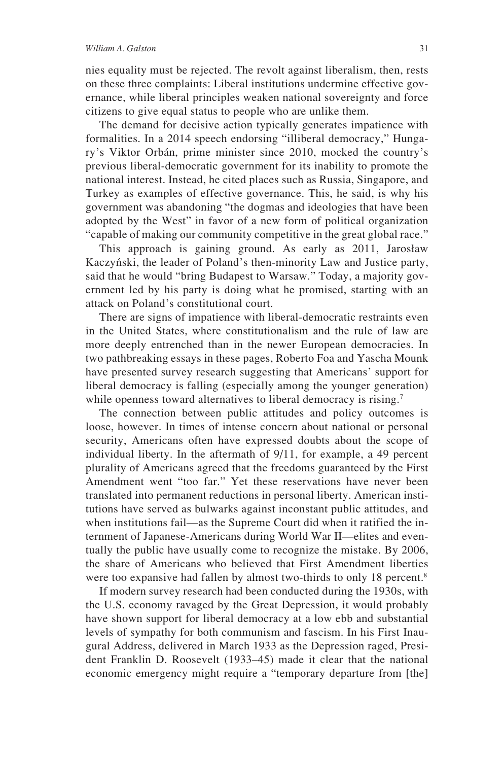nies equality must be rejected. The revolt against liberalism, then, rests on these three complaints: Liberal institutions undermine effective governance, while liberal principles weaken national sovereignty and force citizens to give equal status to people who are unlike them.

The demand for decisive action typically generates impatience with formalities. In a 2014 speech endorsing "illiberal democracy," Hungary's Viktor Orbán, prime minister since 2010, mocked the country's previous liberal-democratic government for its inability to promote the national interest. Instead, he cited places such as Russia, Singapore, and Turkey as examples of effective governance. This, he said, is why his government was abandoning "the dogmas and ideologies that have been adopted by the West" in favor of a new form of political organization "capable of making our community competitive in the great global race."

This approach is gaining ground. As early as 2011, Jarosław Kaczyński, the leader of Poland's then-minority Law and Justice party, said that he would "bring Budapest to Warsaw." Today, a majority government led by his party is doing what he promised, starting with an attack on Poland's constitutional court.

There are signs of impatience with liberal-democratic restraints even in the United States, where constitutionalism and the rule of law are more deeply entrenched than in the newer European democracies. In two pathbreaking essays in these pages, Roberto Foa and Yascha Mounk have presented survey research suggesting that Americans' support for liberal democracy is falling (especially among the younger generation) while openness toward alternatives to liberal democracy is rising.[7]

The connection between public attitudes and policy outcomes is loose, however. In times of intense concern about national or personal security, Americans often have expressed doubts about the scope of individual liberty. In the aftermath of 9/11, for example, a 49 percent plurality of Americans agreed that the freedoms guaranteed by the First Amendment went "too far." Yet these reservations have never been translated into permanent reductions in personal liberty. American institutions have served as bulwarks against inconstant public attitudes, and when institutions fail—as the Supreme Court did when it ratified the internment of Japanese-Americans during World War II—elites and eventually the public have usually come to recognize the mistake. By 2006, the share of Americans who believed that First Amendment liberties were too expansive had fallen by almost two-thirds to only 18 percent.[8]

If modern survey research had been conducted during the 1930s, with the U.S. economy ravaged by the Great Depression, it would probably have shown support for liberal democracy at a low ebb and substantial levels of sympathy for both communism and fascism. In his First Inaugural Address, delivered in March 1933 as the Depression raged, President Franklin D. Roosevelt (1933–45) made it clear that the national economic emergency might require a "temporary departure from [the]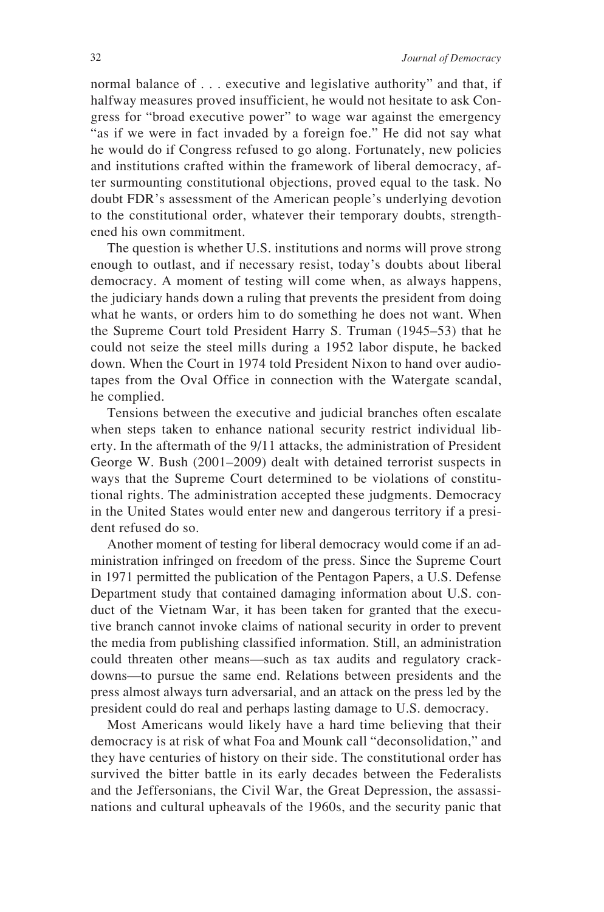normal balance of . . . executive and legislative authority" and that, if halfway measures proved insufficient, he would not hesitate to ask Congress for "broad executive power" to wage war against the emergency "as if we were in fact invaded by a foreign foe." He did not say what he would do if Congress refused to go along. Fortunately, new policies and institutions crafted within the framework of liberal democracy, after surmounting constitutional objections, proved equal to the task. No doubt FDR's assessment of the American people's underlying devotion to the constitutional order, whatever their temporary doubts, strengthened his own commitment.

The question is whether U.S. institutions and norms will prove strong enough to outlast, and if necessary resist, today's doubts about liberal democracy. A moment of testing will come when, as always happens, the judiciary hands down a ruling that prevents the president from doing what he wants, or orders him to do something he does not want. When the Supreme Court told President Harry S. Truman (1945–53) that he could not seize the steel mills during a 1952 labor dispute, he backed down. When the Court in 1974 told President Nixon to hand over audiotapes from the Oval Office in connection with the Watergate scandal, he complied.

Tensions between the executive and judicial branches often escalate when steps taken to enhance national security restrict individual liberty. In the aftermath of the 9/11 attacks, the administration of President George W. Bush (2001–2009) dealt with detained terrorist suspects in ways that the Supreme Court determined to be violations of constitutional rights. The administration accepted these judgments. Democracy in the United States would enter new and dangerous territory if a president refused do so.

Another moment of testing for liberal democracy would come if an administration infringed on freedom of the press. Since the Supreme Court in 1971 permitted the publication of the Pentagon Papers, a U.S. Defense Department study that contained damaging information about U.S. conduct of the Vietnam War, it has been taken for granted that the executive branch cannot invoke claims of national security in order to prevent the media from publishing classified information. Still, an administration could threaten other means—such as tax audits and regulatory crackdowns—to pursue the same end. Relations between presidents and the press almost always turn adversarial, and an attack on the press led by the president could do real and perhaps lasting damage to U.S. democracy.

Most Americans would likely have a hard time believing that their democracy is at risk of what Foa and Mounk call "deconsolidation," and they have centuries of history on their side. The constitutional order has survived the bitter battle in its early decades between the Federalists and the Jeffersonians, the Civil War, the Great Depression, the assassinations and cultural upheavals of the 1960s, and the security panic that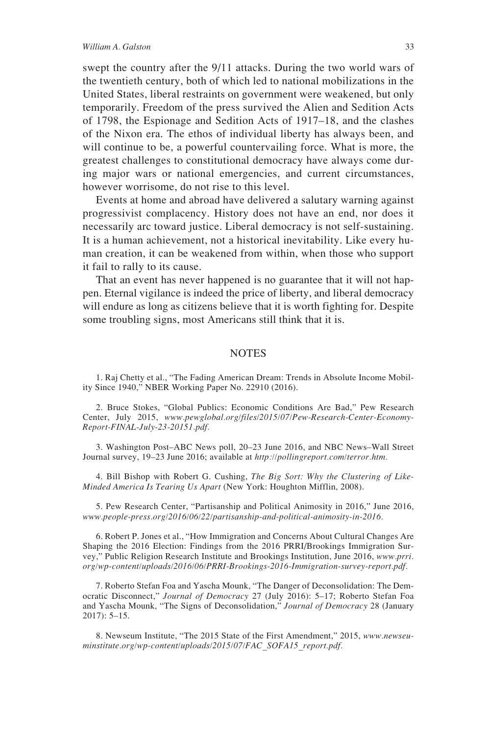swept the country after the 9/11 attacks. During the two world wars of the twentieth century, both of which led to national mobilizations in the United States, liberal restraints on government were weakened, but only temporarily. Freedom of the press survived the Alien and Sedition Acts of 1798, the Espionage and Sedition Acts of 1917–18, and the clashes of the Nixon era. The ethos of individual liberty has always been, and will continue to be, a powerful countervailing force. What is more, the greatest challenges to constitutional democracy have always come during major wars or national emergencies, and current circumstances, however worrisome, do not rise to this level.

Events at home and abroad have delivered a salutary warning against progressivist complacency. History does not have an end, nor does it necessarily arc toward justice. Liberal democracy is not self-sustaining. It is a human achievement, not a historical inevitability. Like every human creation, it can be weakened from within, when those who support it fail to rally to its cause.

That an event has never happened is no guarantee that it will not happen. Eternal vigilance is indeed the price of liberty, and liberal democracy will endure as long as citizens believe that it is worth fighting for. Despite some troubling signs, most Americans still think that it is.

## NOTES

1. Raj Chetty et al., "The Fading American Dream: Trends in Absolute Income Mobility Since 1940," NBER Working Paper No. 22910 (2016).

2. Bruce Stokes, "Global Publics: Economic Conditions Are Bad," Pew Research Center, July 2015, *www.pewglobal.org/files/2015/07/Pew-Research-Center-Economy-Report-FINAL-July-23-20151.pdf.*

3. Washington Post–ABC News poll, 20–23 June 2016, and NBC News–Wall Street Journal survey, 19–23 June 2016; available at *http://pollingreport.com/terror.htm.*

4. Bill Bishop with Robert G. Cushing, *The Big Sort: Why the Clustering of Like-Minded America Is Tearing Us Apart* (New York: Houghton Mifflin, 2008).

5. Pew Research Center, "Partisanship and Political Animosity in 2016," June 2016, *www.people-press.org/2016/06/22/partisanship-and-political-animosity-in-2016.*

6. Robert P. Jones et al., "How Immigration and Concerns About Cultural Changes Are Shaping the 2016 Election: Findings from the 2016 PRRI/Brookings Immigration Survey," Public Religion Research Institute and Brookings Institution, June 2016, *www.prri.org/wp-content/uploads/2016/06/PRRI-Brookings-2016-Immigration-survey-report.pdf.*

7. Roberto Stefan Foa and Yascha Mounk, "The Danger of Deconsolidation: The Democratic Disconnect," *Journal of Democracy* 27 (July 2016): 5–17; Roberto Stefan Foa and Yascha Mounk, "The Signs of Deconsolidation," *Journal of Democracy* 28 (January 2017): 5–15.

8. Newseum Institute, "The 2015 State of the First Amendment," 2015, *www.newseuminstitute.org/wp-content/uploads/2015/07/FAC_SOFA15_report.pdf.*